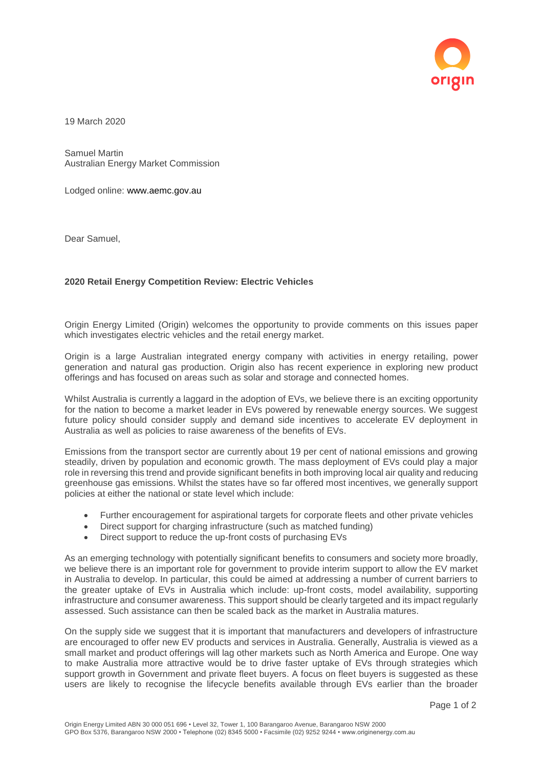19 March 2020

Samuel Martin
Australian Energy Market Commission

Lodged online: www.aemc.gov.au

Dear Samuel,

**2020 Retail Energy Competition Review: Electric Vehicles**

Origin Energy Limited (Origin) welcomes the opportunity to provide comments on this issues paper which investigates electric vehicles and the retail energy market.

Origin is a large Australian integrated energy company with activities in energy retailing, power generation and natural gas production. Origin also has recent experience in exploring new product offerings and has focused on areas such as solar and storage and connected homes.

Whilst Australia is currently a laggard in the adoption of EVs, we believe there is an exciting opportunity for the nation to become a market leader in EVs powered by renewable energy sources. We suggest future policy should consider supply and demand side incentives to accelerate EV deployment in Australia as well as policies to raise awareness of the benefits of EVs.

Emissions from the transport sector are currently about 19 per cent of national emissions and growing steadily, driven by population and economic growth. The mass deployment of EVs could play a major role in reversing this trend and provide significant benefits in both improving local air quality and reducing greenhouse gas emissions. Whilst the states have so far offered most incentives, we generally support policies at either the national or state level which include:

- Further encouragement for aspirational targets for corporate fleets and other private vehicles
- Direct support for charging infrastructure (such as matched funding)
- Direct support to reduce the up-front costs of purchasing EVs

As an emerging technology with potentially significant benefits to consumers and society more broadly, we believe there is an important role for government to provide interim support to allow the EV market in Australia to develop. In particular, this could be aimed at addressing a number of current barriers to the greater uptake of EVs in Australia which include: up-front costs, model availability, supporting infrastructure and consumer awareness. This support should be clearly targeted and its impact regularly assessed. Such assistance can then be scaled back as the market in Australia matures.

On the supply side we suggest that it is important that manufacturers and developers of infrastructure are encouraged to offer new EV products and services in Australia. Generally, Australia is viewed as a small market and product offerings will lag other markets such as North America and Europe. One way to make Australia more attractive would be to drive faster uptake of EVs through strategies which support growth in Government and private fleet buyers. A focus on fleet buyers is suggested as these users are likely to recognise the lifecycle benefits available through EVs earlier than the broader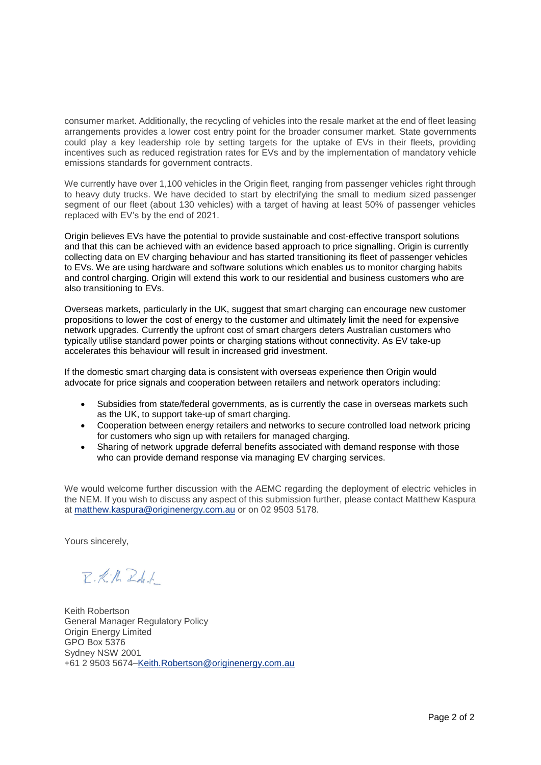consumer market. Additionally, the recycling of vehicles into the resale market at the end of fleet leasing arrangements provides a lower cost entry point for the broader consumer market. State governments could play a key leadership role by setting targets for the uptake of EVs in their fleets, providing incentives such as reduced registration rates for EVs and by the implementation of mandatory vehicle emissions standards for government contracts.

We currently have over 1,100 vehicles in the Origin fleet, ranging from passenger vehicles right through to heavy duty trucks. We have decided to start by electrifying the small to medium sized passenger segment of our fleet (about 130 vehicles) with a target of having at least 50% of passenger vehicles replaced with EV's by the end of 2021.

Origin believes EVs have the potential to provide sustainable and cost-effective transport solutions and that this can be achieved with an evidence based approach to price signalling. Origin is currently collecting data on EV charging behaviour and has started transitioning its fleet of passenger vehicles to EVs. We are using hardware and software solutions which enables us to monitor charging habits and control charging. Origin will extend this work to our residential and business customers who are also transitioning to EVs.

Overseas markets, particularly in the UK, suggest that smart charging can encourage new customer propositions to lower the cost of energy to the customer and ultimately limit the need for expensive network upgrades. Currently the upfront cost of smart chargers deters Australian customers who typically utilise standard power points or charging stations without connectivity. As EV take-up accelerates this behaviour will result in increased grid investment.

If the domestic smart charging data is consistent with overseas experience then Origin would advocate for price signals and cooperation between retailers and network operators including:

- Subsidies from state/federal governments, as is currently the case in overseas markets such as the UK, to support take-up of smart charging.
- Cooperation between energy retailers and networks to secure controlled load network pricing for customers who sign up with retailers for managed charging.
- Sharing of network upgrade deferral benefits associated with demand response with those who can provide demand response via managing EV charging services.

We would welcome further discussion with the AEMC regarding the deployment of electric vehicles in the NEM. If you wish to discuss any aspect of this submission further, please contact Matthew Kaspura at matthew.kaspura@originenergy.com.au or on 02 9503 5178.

Yours sincerely,

Keith Robertson
General Manager Regulatory Policy
Origin Energy Limited
GPO Box 5376
Sydney NSW 2001
+61 2 9503 5674–Keith.Robertson@originenergy.com.au